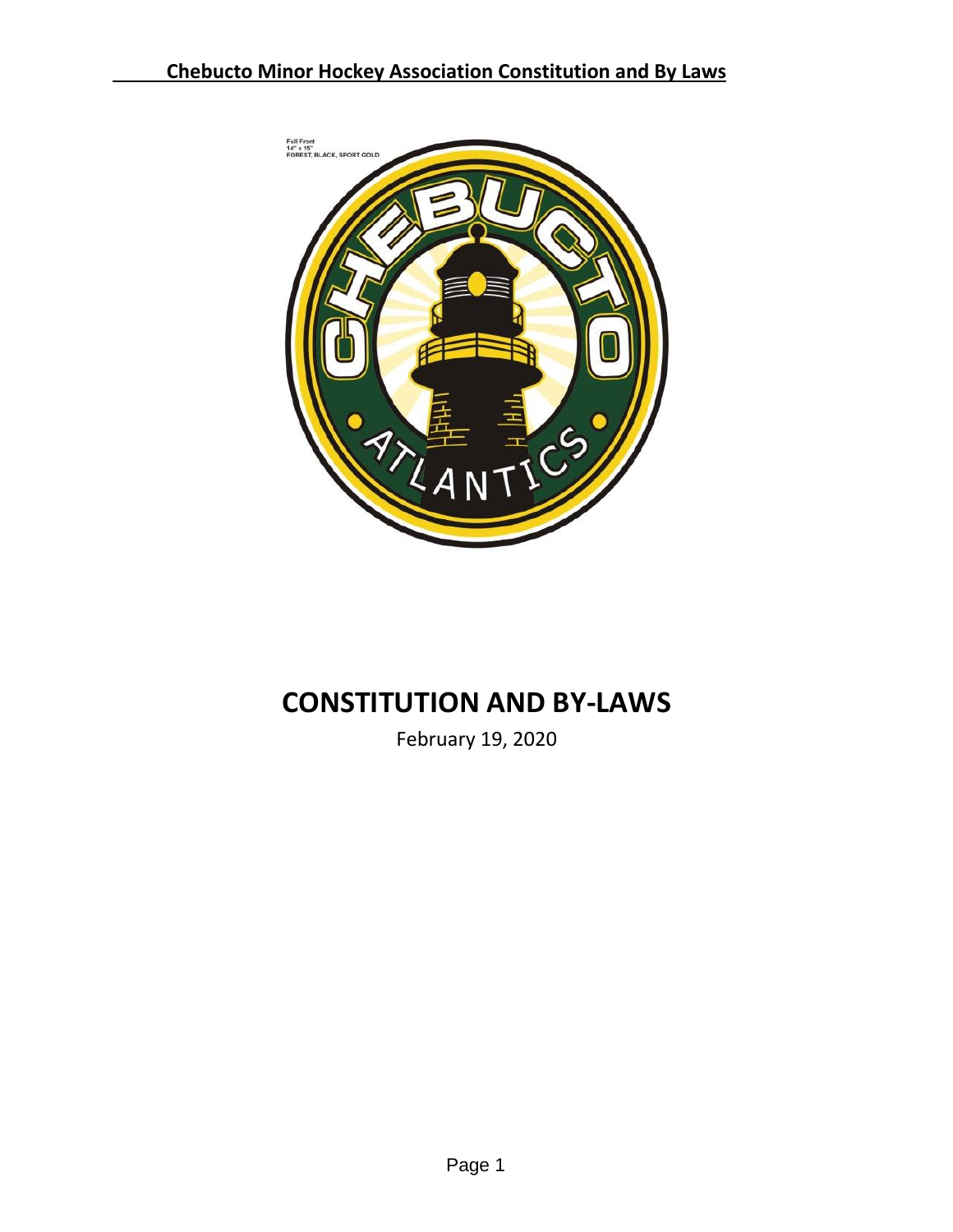# CONSTITUTION AND BY-LAWS

February 19, 2020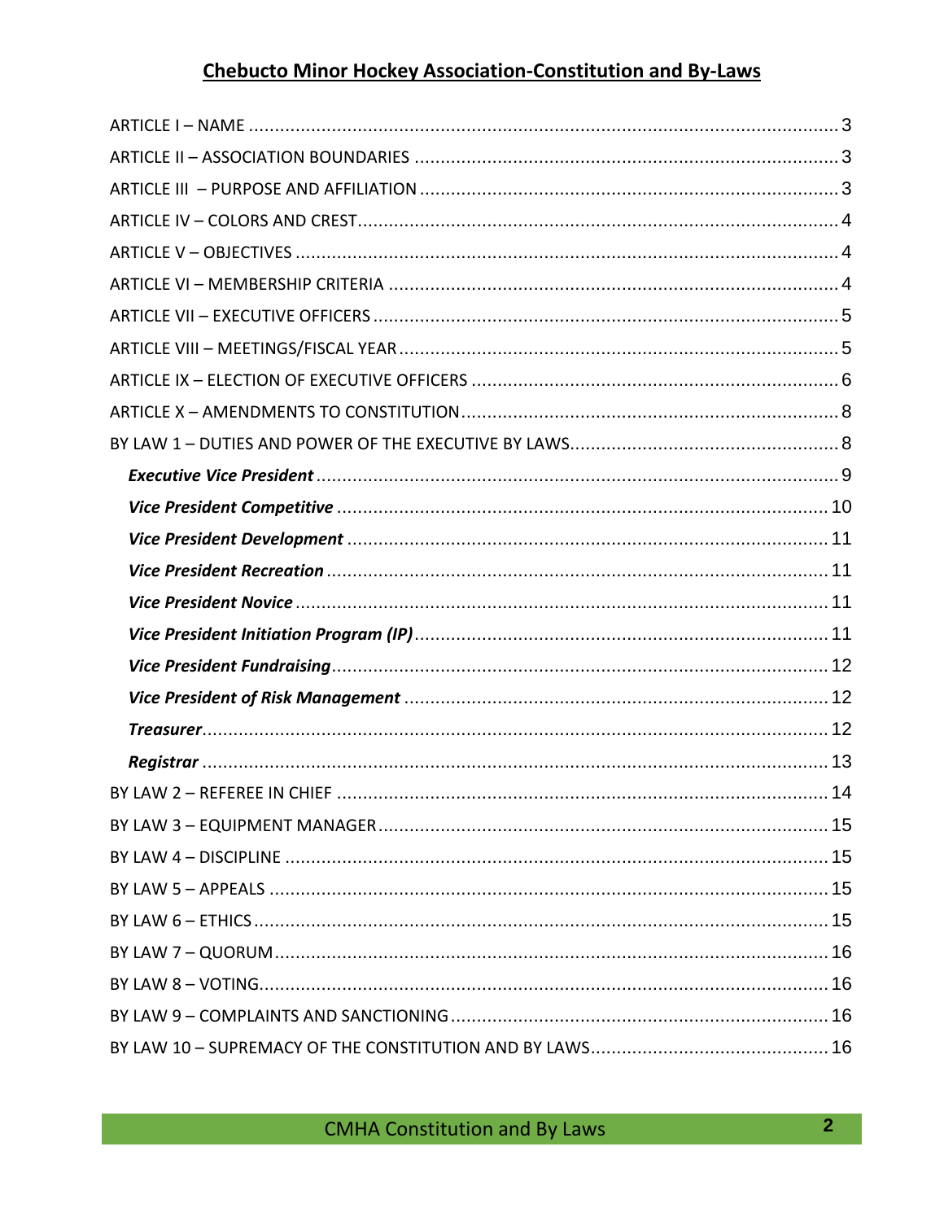# Chebucto Minor Hockey Association-Constitution and By-Laws

ARTICLE I – NAME .......... 3
ARTICLE II – ASSOCIATION BOUNDARIES .......... 3
ARTICLE III – PURPOSE AND AFFILIATION .......... 3
ARTICLE IV – COLORS AND CREST .......... 4
ARTICLE V – OBJECTIVES .......... 4
ARTICLE VI – MEMBERSHIP CRITERIA .......... 4
ARTICLE VII – EXECUTIVE OFFICERS .......... 5
ARTICLE VIII – MEETINGS/FISCAL YEAR .......... 5
ARTICLE IX – ELECTION OF EXECUTIVE OFFICERS .......... 6
ARTICLE X – AMENDMENTS TO CONSTITUTION .......... 8
BY LAW 1 – DUTIES AND POWER OF THE EXECUTIVE BY LAWS .......... 8
- ***Executive Vice President*** .......... 9
- ***Vice President Competitive*** .......... 10
- ***Vice President Development*** .......... 11
- ***Vice President Recreation*** .......... 11
- ***Vice President Novice*** .......... 11
- ***Vice President Initiation Program (IP)*** .......... 11
- ***Vice President Fundraising*** .......... 12
- ***Vice President of Risk Management*** .......... 12
- ***Treasurer*** .......... 12
- ***Registrar*** .......... 13

BY LAW 2 – REFEREE IN CHIEF .......... 14
BY LAW 3 – EQUIPMENT MANAGER .......... 15
BY LAW 4 – DISCIPLINE .......... 15
BY LAW 5 – APPEALS .......... 15
BY LAW 6 – ETHICS .......... 15
BY LAW 7 – QUORUM .......... 16
BY LAW 8 – VOTING .......... 16
BY LAW 9 – COMPLAINTS AND SANCTIONING .......... 16
BY LAW 10 – SUPREMACY OF THE CONSTITUTION AND BY LAWS .......... 16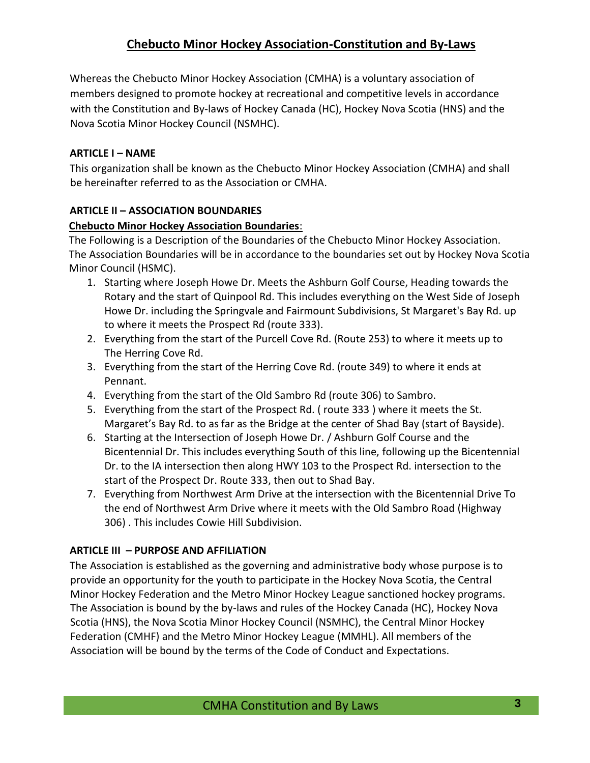# Chebucto Minor Hockey Association-Constitution and By-Laws

Whereas the Chebucto Minor Hockey Association (CMHA) is a voluntary association of members designed to promote hockey at recreational and competitive levels in accordance with the Constitution and By-laws of Hockey Canada (HC), Hockey Nova Scotia (HNS) and the Nova Scotia Minor Hockey Council (NSMHC).

**ARTICLE I – NAME**

This organization shall be known as the Chebucto Minor Hockey Association (CMHA) and shall be hereinafter referred to as the Association or CMHA.

**ARTICLE II – ASSOCIATION BOUNDARIES**

**Chebucto Minor Hockey Association Boundaries**:

The Following is a Description of the Boundaries of the Chebucto Minor Hockey Association. The Association Boundaries will be in accordance to the boundaries set out by Hockey Nova Scotia Minor Council (HSMC).

1. Starting where Joseph Howe Dr. Meets the Ashburn Golf Course, Heading towards the Rotary and the start of Quinpool Rd. This includes everything on the West Side of Joseph Howe Dr. including the Springvale and Fairmount Subdivisions, St Margaret's Bay Rd. up to where it meets the Prospect Rd (route 333).
2. Everything from the start of the Purcell Cove Rd. (Route 253) to where it meets up to The Herring Cove Rd.
3. Everything from the start of the Herring Cove Rd. (route 349) to where it ends at Pennant.
4. Everything from the start of the Old Sambro Rd (route 306) to Sambro.
5. Everything from the start of the Prospect Rd. ( route 333 ) where it meets the St. Margaret's Bay Rd. to as far as the Bridge at the center of Shad Bay (start of Bayside).
6. Starting at the Intersection of Joseph Howe Dr. / Ashburn Golf Course and the Bicentennial Dr. This includes everything South of this line, following up the Bicentennial Dr. to the IA intersection then along HWY 103 to the Prospect Rd. intersection to the start of the Prospect Dr. Route 333, then out to Shad Bay.
7. Everything from Northwest Arm Drive at the intersection with the Bicentennial Drive To the end of Northwest Arm Drive where it meets with the Old Sambro Road (Highway 306) . This includes Cowie Hill Subdivision.

**ARTICLE III – PURPOSE AND AFFILIATION**

The Association is established as the governing and administrative body whose purpose is to provide an opportunity for the youth to participate in the Hockey Nova Scotia, the Central Minor Hockey Federation and the Metro Minor Hockey League sanctioned hockey programs. The Association is bound by the by-laws and rules of the Hockey Canada (HC), Hockey Nova Scotia (HNS), the Nova Scotia Minor Hockey Council (NSMHC), the Central Minor Hockey Federation (CMHF) and the Metro Minor Hockey League (MMHL). All members of the Association will be bound by the terms of the Code of Conduct and Expectations.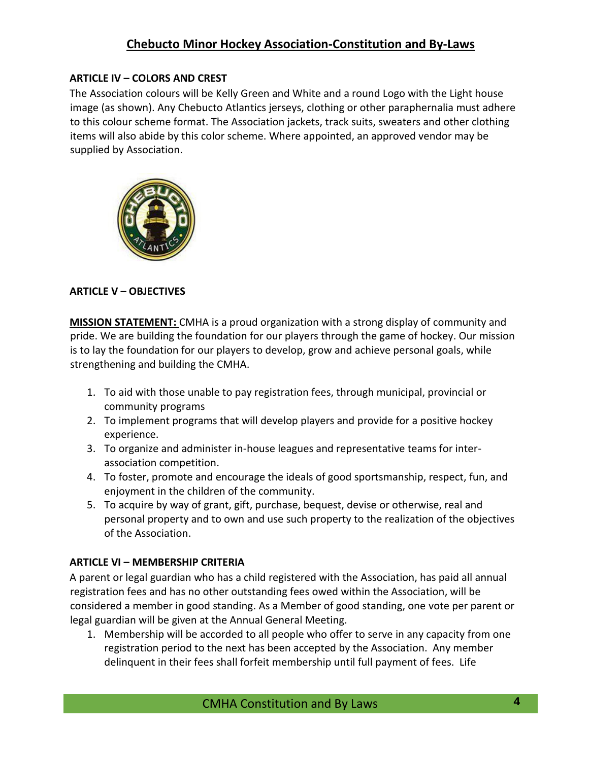## ARTICLE IV – COLORS AND CREST

The Association colours will be Kelly Green and White and a round Logo with the Light house image (as shown). Any Chebucto Atlantics jerseys, clothing or other paraphernalia must adhere to this colour scheme format. The Association jackets, track suits, sweaters and other clothing items will also abide by this color scheme. Where appointed, an approved vendor may be supplied by Association.

## ARTICLE V – OBJECTIVES

**MISSION STATEMENT:** CMHA is a proud organization with a strong display of community and pride. We are building the foundation for our players through the game of hockey. Our mission is to lay the foundation for our players to develop, grow and achieve personal goals, while strengthening and building the CMHA.

1. To aid with those unable to pay registration fees, through municipal, provincial or community programs
2. To implement programs that will develop players and provide for a positive hockey experience.
3. To organize and administer in-house leagues and representative teams for inter-association competition.
4. To foster, promote and encourage the ideals of good sportsmanship, respect, fun, and enjoyment in the children of the community.
5. To acquire by way of grant, gift, purchase, bequest, devise or otherwise, real and personal property and to own and use such property to the realization of the objectives of the Association.

## ARTICLE VI – MEMBERSHIP CRITERIA

A parent or legal guardian who has a child registered with the Association, has paid all annual registration fees and has no other outstanding fees owed within the Association, will be considered a member in good standing. As a Member of good standing, one vote per parent or legal guardian will be given at the Annual General Meeting.

1. Membership will be accorded to all people who offer to serve in any capacity from one registration period to the next has been accepted by the Association. Any member delinquent in their fees shall forfeit membership until full payment of fees. Life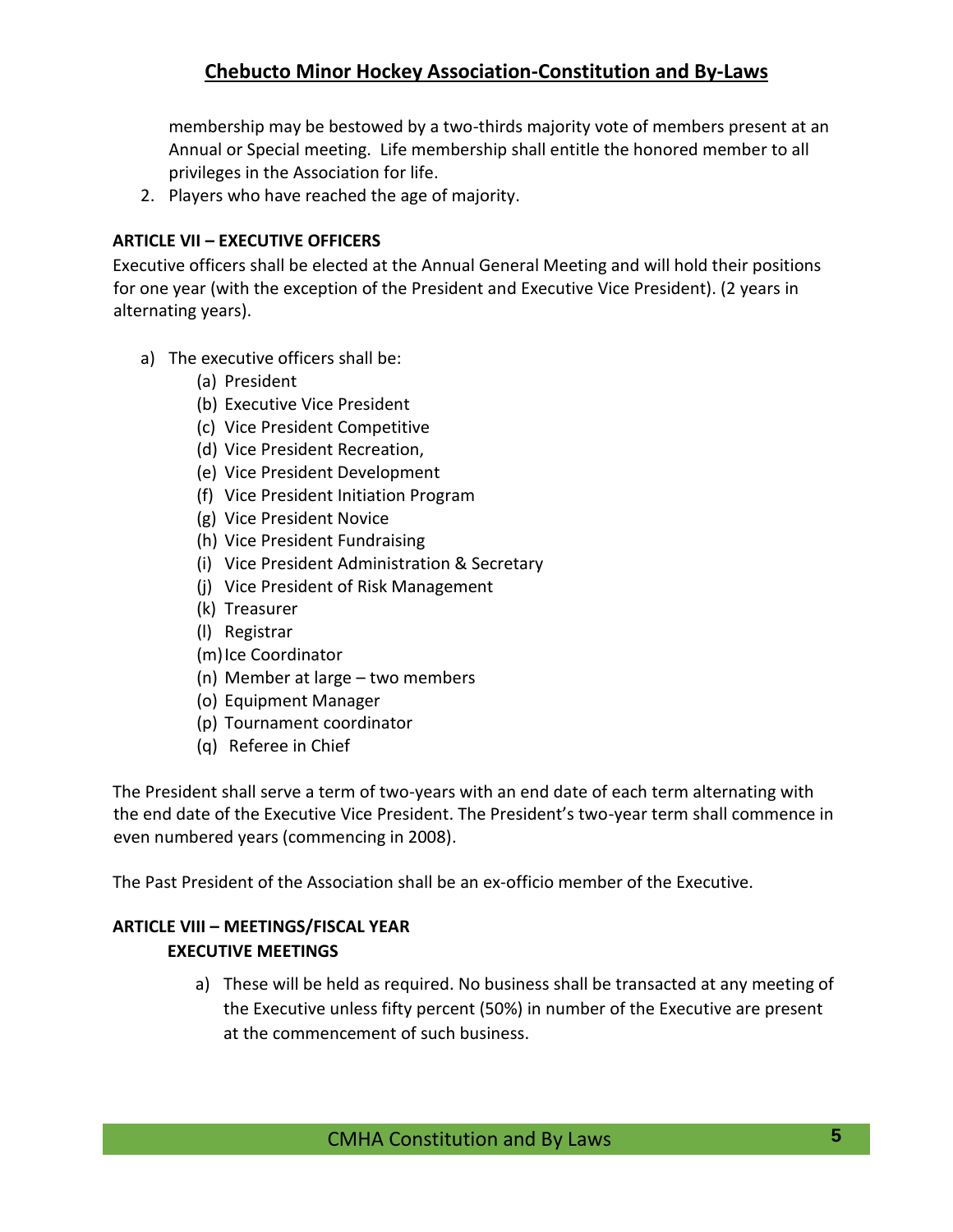membership may be bestowed by a two-thirds majority vote of members present at an Annual or Special meeting. Life membership shall entitle the honored member to all privileges in the Association for life.

2. Players who have reached the age of majority.

**ARTICLE VII – EXECUTIVE OFFICERS**

Executive officers shall be elected at the Annual General Meeting and will hold their positions for one year (with the exception of the President and Executive Vice President). (2 years in alternating years).

a) The executive officers shall be:
    - (a) President
    - (b) Executive Vice President
    - (c) Vice President Competitive
    - (d) Vice President Recreation,
    - (e) Vice President Development
    - (f) Vice President Initiation Program
    - (g) Vice President Novice
    - (h) Vice President Fundraising
    - (i) Vice President Administration & Secretary
    - (j) Vice President of Risk Management
    - (k) Treasurer
    - (l) Registrar
    - (m) Ice Coordinator
    - (n) Member at large – two members
    - (o) Equipment Manager
    - (p) Tournament coordinator
    - (q) Referee in Chief

The President shall serve a term of two-years with an end date of each term alternating with the end date of the Executive Vice President. The President's two-year term shall commence in even numbered years (commencing in 2008).

The Past President of the Association shall be an ex-officio member of the Executive.

**ARTICLE VIII – MEETINGS/FISCAL YEAR**
**EXECUTIVE MEETINGS**

a) These will be held as required. No business shall be transacted at any meeting of the Executive unless fifty percent (50%) in number of the Executive are present at the commencement of such business.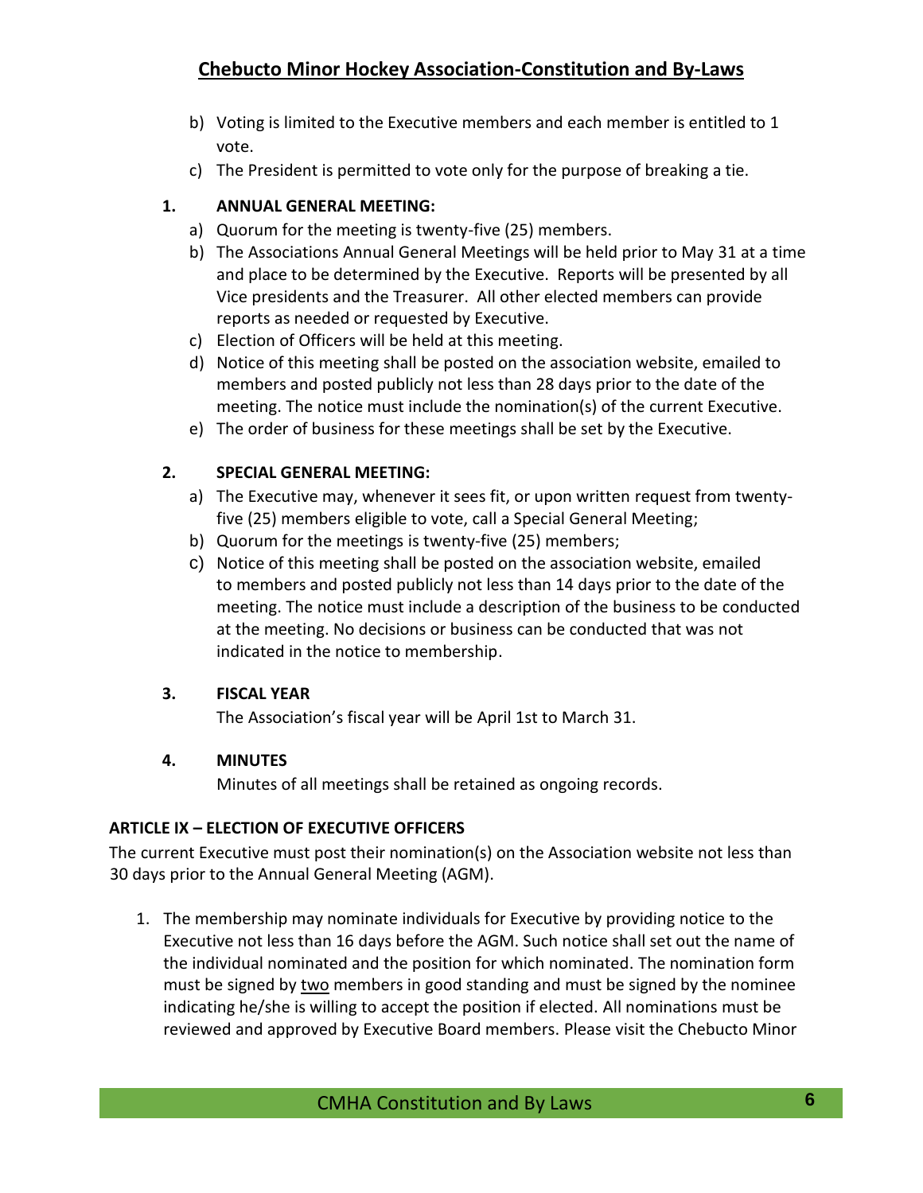b) Voting is limited to the Executive members and each member is entitled to 1 vote.
c) The President is permitted to vote only for the purpose of breaking a tie.

**1. ANNUAL GENERAL MEETING:**

a) Quorum for the meeting is twenty-five (25) members.
b) The Associations Annual General Meetings will be held prior to May 31 at a time and place to be determined by the Executive. Reports will be presented by all Vice presidents and the Treasurer. All other elected members can provide reports as needed or requested by Executive.
c) Election of Officers will be held at this meeting.
d) Notice of this meeting shall be posted on the association website, emailed to members and posted publicly not less than 28 days prior to the date of the meeting. The notice must include the nomination(s) of the current Executive.
e) The order of business for these meetings shall be set by the Executive.

**2. SPECIAL GENERAL MEETING:**

a) The Executive may, whenever it sees fit, or upon written request from twenty-five (25) members eligible to vote, call a Special General Meeting;
b) Quorum for the meetings is twenty-five (25) members;
c) Notice of this meeting shall be posted on the association website, emailed to members and posted publicly not less than 14 days prior to the date of the meeting. The notice must include a description of the business to be conducted at the meeting. No decisions or business can be conducted that was not indicated in the notice to membership.

**3. FISCAL YEAR**

The Association's fiscal year will be April 1st to March 31.

**4. MINUTES**

Minutes of all meetings shall be retained as ongoing records.

**ARTICLE IX – ELECTION OF EXECUTIVE OFFICERS**

The current Executive must post their nomination(s) on the Association website not less than 30 days prior to the Annual General Meeting (AGM).

1. The membership may nominate individuals for Executive by providing notice to the Executive not less than 16 days before the AGM. Such notice shall set out the name of the individual nominated and the position for which nominated. The nomination form must be signed by <u>two</u> members in good standing and must be signed by the nominee indicating he/she is willing to accept the position if elected. All nominations must be reviewed and approved by Executive Board members. Please visit the Chebucto Minor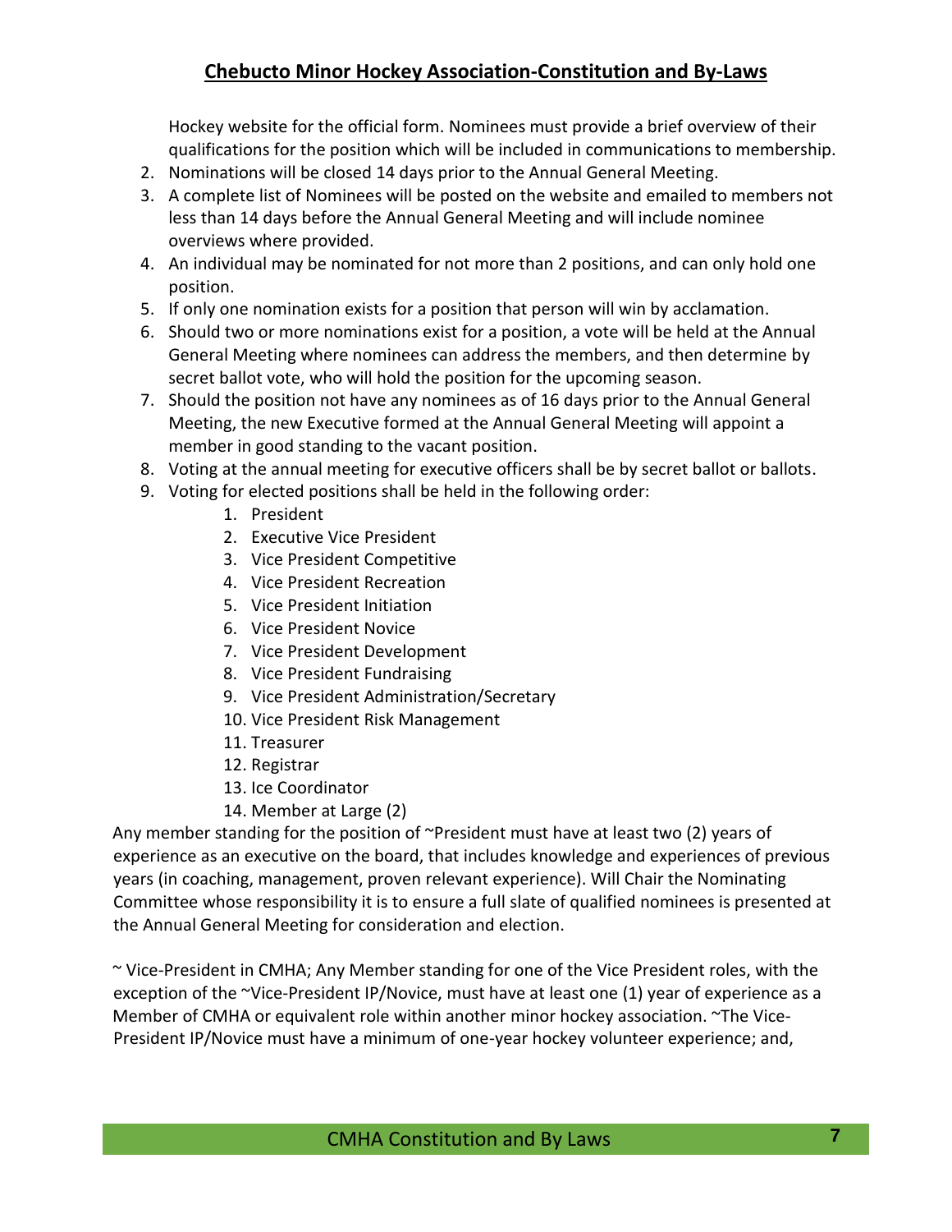Hockey website for the official form. Nominees must provide a brief overview of their qualifications for the position which will be included in communications to membership.

2. Nominations will be closed 14 days prior to the Annual General Meeting.
3. A complete list of Nominees will be posted on the website and emailed to members not less than 14 days before the Annual General Meeting and will include nominee overviews where provided.
4. An individual may be nominated for not more than 2 positions, and can only hold one position.
5. If only one nomination exists for a position that person will win by acclamation.
6. Should two or more nominations exist for a position, a vote will be held at the Annual General Meeting where nominees can address the members, and then determine by secret ballot vote, who will hold the position for the upcoming season.
7. Should the position not have any nominees as of 16 days prior to the Annual General Meeting, the new Executive formed at the Annual General Meeting will appoint a member in good standing to the vacant position.
8. Voting at the annual meeting for executive officers shall be by secret ballot or ballots.
9. Voting for elected positions shall be held in the following order:
    1. President
    2. Executive Vice President
    3. Vice President Competitive
    4. Vice President Recreation
    5. Vice President Initiation
    6. Vice President Novice
    7. Vice President Development
    8. Vice President Fundraising
    9. Vice President Administration/Secretary
    10. Vice President Risk Management
    11. Treasurer
    12. Registrar
    13. Ice Coordinator
    14. Member at Large (2)

Any member standing for the position of ~President must have at least two (2) years of experience as an executive on the board, that includes knowledge and experiences of previous years (in coaching, management, proven relevant experience). Will Chair the Nominating Committee whose responsibility it is to ensure a full slate of qualified nominees is presented at the Annual General Meeting for consideration and election.

~ Vice-President in CMHA; Any Member standing for one of the Vice President roles, with the exception of the ~Vice-President IP/Novice, must have at least one (1) year of experience as a Member of CMHA or equivalent role within another minor hockey association. ~The Vice-President IP/Novice must have a minimum of one-year hockey volunteer experience; and,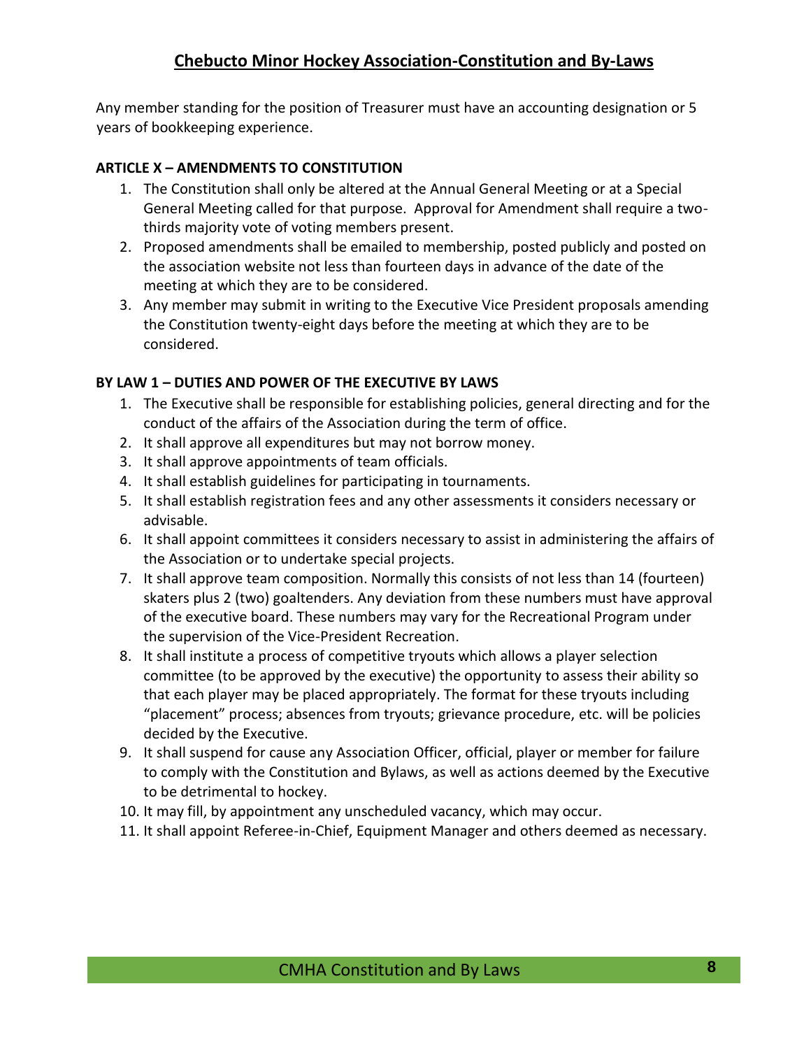Any member standing for the position of Treasurer must have an accounting designation or 5 years of bookkeeping experience.

**ARTICLE X – AMENDMENTS TO CONSTITUTION**

1. The Constitution shall only be altered at the Annual General Meeting or at a Special General Meeting called for that purpose. Approval for Amendment shall require a two-thirds majority vote of voting members present.
2. Proposed amendments shall be emailed to membership, posted publicly and posted on the association website not less than fourteen days in advance of the date of the meeting at which they are to be considered.
3. Any member may submit in writing to the Executive Vice President proposals amending the Constitution twenty-eight days before the meeting at which they are to be considered.

**BY LAW 1 – DUTIES AND POWER OF THE EXECUTIVE BY LAWS**

1. The Executive shall be responsible for establishing policies, general directing and for the conduct of the affairs of the Association during the term of office.
2. It shall approve all expenditures but may not borrow money.
3. It shall approve appointments of team officials.
4. It shall establish guidelines for participating in tournaments.
5. It shall establish registration fees and any other assessments it considers necessary or advisable.
6. It shall appoint committees it considers necessary to assist in administering the affairs of the Association or to undertake special projects.
7. It shall approve team composition. Normally this consists of not less than 14 (fourteen) skaters plus 2 (two) goaltenders. Any deviation from these numbers must have approval of the executive board. These numbers may vary for the Recreational Program under the supervision of the Vice-President Recreation.
8. It shall institute a process of competitive tryouts which allows a player selection committee (to be approved by the executive) the opportunity to assess their ability so that each player may be placed appropriately. The format for these tryouts including "placement" process; absences from tryouts; grievance procedure, etc. will be policies decided by the Executive.
9. It shall suspend for cause any Association Officer, official, player or member for failure to comply with the Constitution and Bylaws, as well as actions deemed by the Executive to be detrimental to hockey.
10. It may fill, by appointment any unscheduled vacancy, which may occur.
11. It shall appoint Referee-in-Chief, Equipment Manager and others deemed as necessary.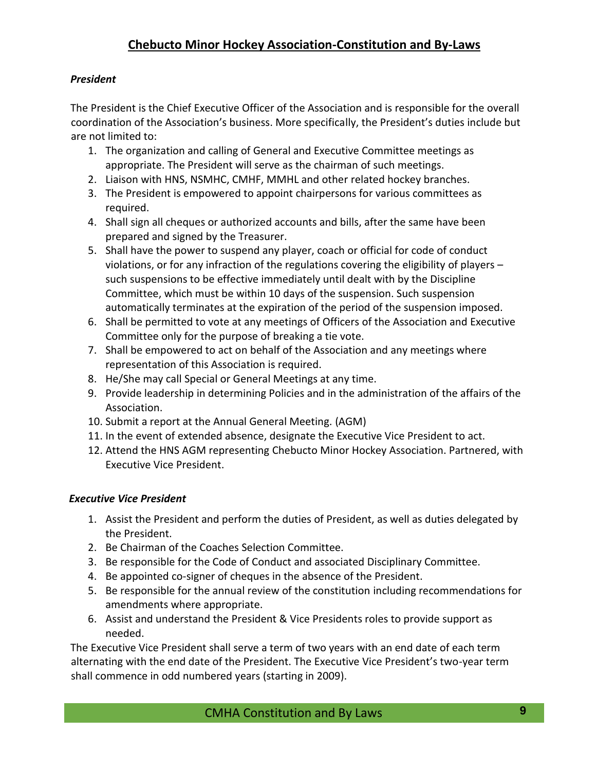### *President*

The President is the Chief Executive Officer of the Association and is responsible for the overall coordination of the Association's business. More specifically, the President's duties include but are not limited to:

1. The organization and calling of General and Executive Committee meetings as appropriate. The President will serve as the chairman of such meetings.
2. Liaison with HNS, NSMHC, CMHF, MMHL and other related hockey branches.
3. The President is empowered to appoint chairpersons for various committees as required.
4. Shall sign all cheques or authorized accounts and bills, after the same have been prepared and signed by the Treasurer.
5. Shall have the power to suspend any player, coach or official for code of conduct violations, or for any infraction of the regulations covering the eligibility of players – such suspensions to be effective immediately until dealt with by the Discipline Committee, which must be within 10 days of the suspension. Such suspension automatically terminates at the expiration of the period of the suspension imposed.
6. Shall be permitted to vote at any meetings of Officers of the Association and Executive Committee only for the purpose of breaking a tie vote.
7. Shall be empowered to act on behalf of the Association and any meetings where representation of this Association is required.
8. He/She may call Special or General Meetings at any time.
9. Provide leadership in determining Policies and in the administration of the affairs of the Association.
10. Submit a report at the Annual General Meeting. (AGM)
11. In the event of extended absence, designate the Executive Vice President to act.
12. Attend the HNS AGM representing Chebucto Minor Hockey Association. Partnered, with Executive Vice President.

### *Executive Vice President*

1. Assist the President and perform the duties of President, as well as duties delegated by the President.
2. Be Chairman of the Coaches Selection Committee.
3. Be responsible for the Code of Conduct and associated Disciplinary Committee.
4. Be appointed co-signer of cheques in the absence of the President.
5. Be responsible for the annual review of the constitution including recommendations for amendments where appropriate.
6. Assist and understand the President & Vice Presidents roles to provide support as needed.

The Executive Vice President shall serve a term of two years with an end date of each term alternating with the end date of the President. The Executive Vice President's two-year term shall commence in odd numbered years (starting in 2009).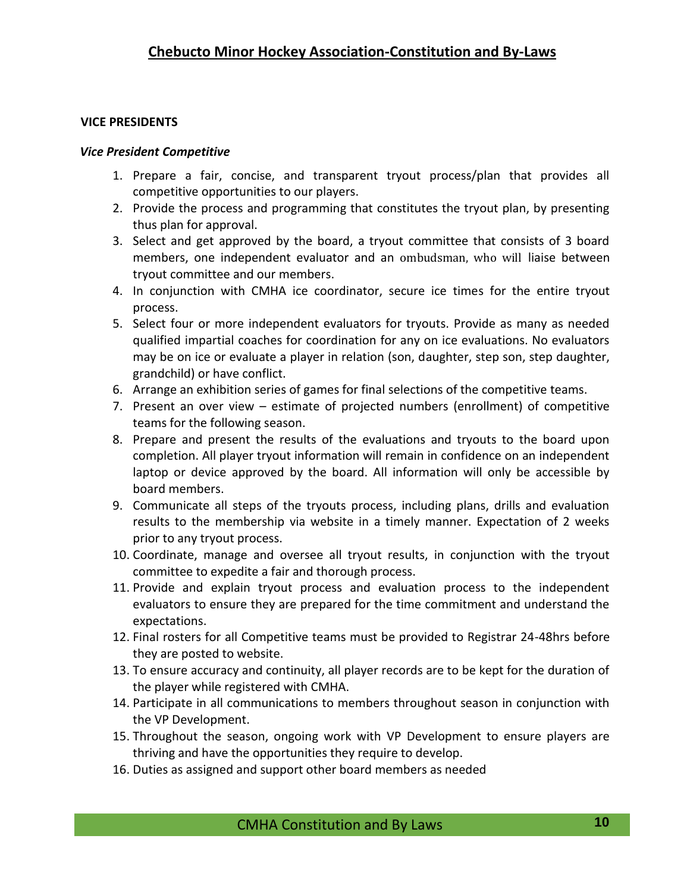**VICE PRESIDENTS**

***Vice President Competitive***

1. Prepare a fair, concise, and transparent tryout process/plan that provides all competitive opportunities to our players.
2. Provide the process and programming that constitutes the tryout plan, by presenting thus plan for approval.
3. Select and get approved by the board, a tryout committee that consists of 3 board members, one independent evaluator and an ombudsman, who will liaise between tryout committee and our members.
4. In conjunction with CMHA ice coordinator, secure ice times for the entire tryout process.
5. Select four or more independent evaluators for tryouts. Provide as many as needed qualified impartial coaches for coordination for any on ice evaluations. No evaluators may be on ice or evaluate a player in relation (son, daughter, step son, step daughter, grandchild) or have conflict.
6. Arrange an exhibition series of games for final selections of the competitive teams.
7. Present an over view – estimate of projected numbers (enrollment) of competitive teams for the following season.
8. Prepare and present the results of the evaluations and tryouts to the board upon completion. All player tryout information will remain in confidence on an independent laptop or device approved by the board. All information will only be accessible by board members.
9. Communicate all steps of the tryouts process, including plans, drills and evaluation results to the membership via website in a timely manner. Expectation of 2 weeks prior to any tryout process.
10. Coordinate, manage and oversee all tryout results, in conjunction with the tryout committee to expedite a fair and thorough process.
11. Provide and explain tryout process and evaluation process to the independent evaluators to ensure they are prepared for the time commitment and understand the expectations.
12. Final rosters for all Competitive teams must be provided to Registrar 24-48hrs before they are posted to website.
13. To ensure accuracy and continuity, all player records are to be kept for the duration of the player while registered with CMHA.
14. Participate in all communications to members throughout season in conjunction with the VP Development.
15. Throughout the season, ongoing work with VP Development to ensure players are thriving and have the opportunities they require to develop.
16. Duties as assigned and support other board members as needed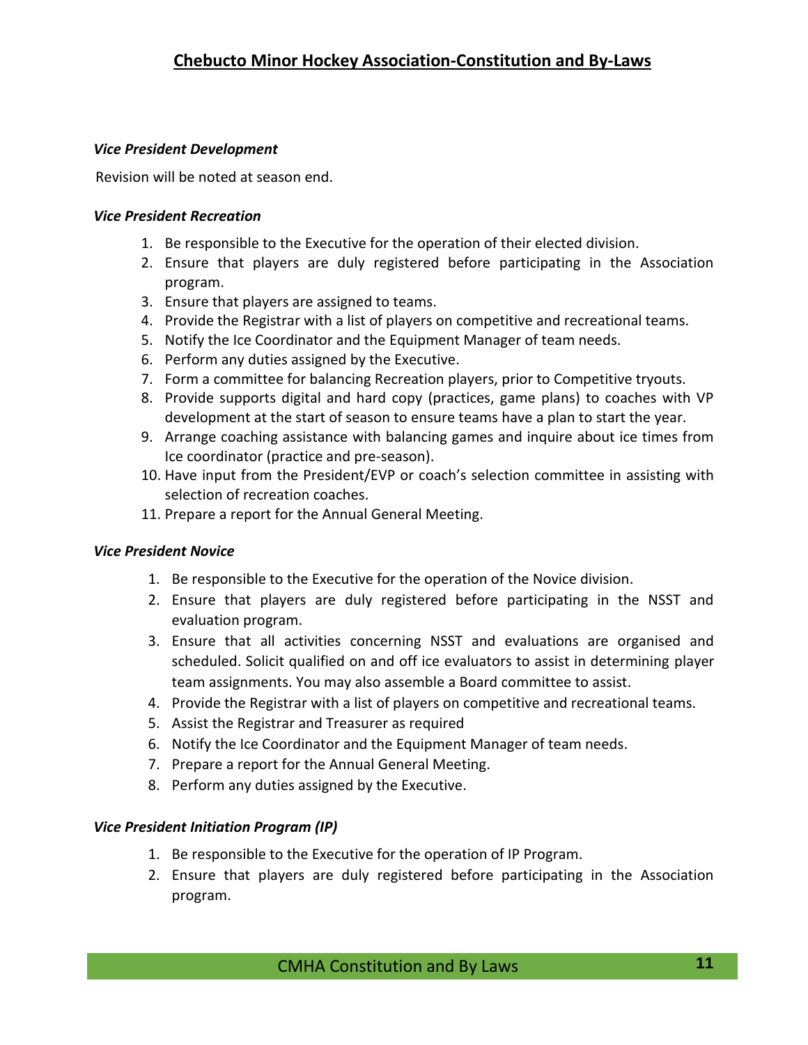***Vice President Development***

Revision will be noted at season end.

***Vice President Recreation***

1. Be responsible to the Executive for the operation of their elected division.
2. Ensure that players are duly registered before participating in the Association program.
3. Ensure that players are assigned to teams.
4. Provide the Registrar with a list of players on competitive and recreational teams.
5. Notify the Ice Coordinator and the Equipment Manager of team needs.
6. Perform any duties assigned by the Executive.
7. Form a committee for balancing Recreation players, prior to Competitive tryouts.
8. Provide supports digital and hard copy (practices, game plans) to coaches with VP development at the start of season to ensure teams have a plan to start the year.
9. Arrange coaching assistance with balancing games and inquire about ice times from Ice coordinator (practice and pre-season).
10. Have input from the President/EVP or coach's selection committee in assisting with selection of recreation coaches.
11. Prepare a report for the Annual General Meeting.

***Vice President Novice***

1. Be responsible to the Executive for the operation of the Novice division.
2. Ensure that players are duly registered before participating in the NSST and evaluation program.
3. Ensure that all activities concerning NSST and evaluations are organised and scheduled. Solicit qualified on and off ice evaluators to assist in determining player team assignments. You may also assemble a Board committee to assist.
4. Provide the Registrar with a list of players on competitive and recreational teams.
5. Assist the Registrar and Treasurer as required
6. Notify the Ice Coordinator and the Equipment Manager of team needs.
7. Prepare a report for the Annual General Meeting.
8. Perform any duties assigned by the Executive.

***Vice President Initiation Program (IP)***

1. Be responsible to the Executive for the operation of IP Program.
2. Ensure that players are duly registered before participating in the Association program.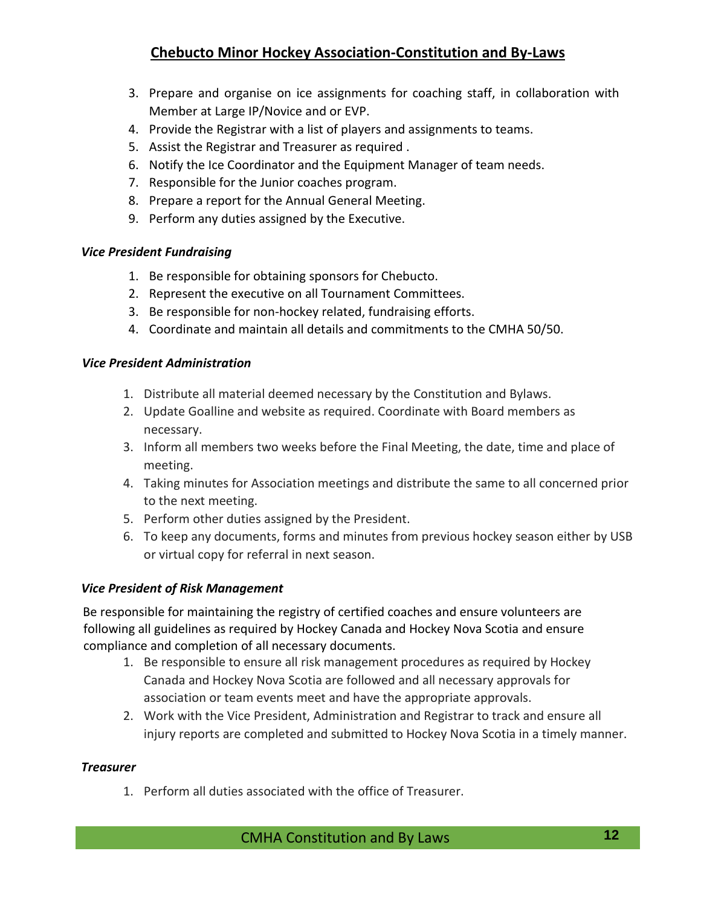3. Prepare and organise on ice assignments for coaching staff, in collaboration with Member at Large IP/Novice and or EVP.
4. Provide the Registrar with a list of players and assignments to teams.
5. Assist the Registrar and Treasurer as required .
6. Notify the Ice Coordinator and the Equipment Manager of team needs.
7. Responsible for the Junior coaches program.
8. Prepare a report for the Annual General Meeting.
9. Perform any duties assigned by the Executive.

***Vice President Fundraising***

1. Be responsible for obtaining sponsors for Chebucto.
2. Represent the executive on all Tournament Committees.
3. Be responsible for non-hockey related, fundraising efforts.
4. Coordinate and maintain all details and commitments to the CMHA 50/50.

***Vice President Administration***

1. Distribute all material deemed necessary by the Constitution and Bylaws.
2. Update Goalline and website as required. Coordinate with Board members as necessary.
3. Inform all members two weeks before the Final Meeting, the date, time and place of meeting.
4. Taking minutes for Association meetings and distribute the same to all concerned prior to the next meeting.
5. Perform other duties assigned by the President.
6. To keep any documents, forms and minutes from previous hockey season either by USB or virtual copy for referral in next season.

***Vice President of Risk Management***

Be responsible for maintaining the registry of certified coaches and ensure volunteers are following all guidelines as required by Hockey Canada and Hockey Nova Scotia and ensure compliance and completion of all necessary documents.

1. Be responsible to ensure all risk management procedures as required by Hockey Canada and Hockey Nova Scotia are followed and all necessary approvals for association or team events meet and have the appropriate approvals.
2. Work with the Vice President, Administration and Registrar to track and ensure all injury reports are completed and submitted to Hockey Nova Scotia in a timely manner.

***Treasurer***

1. Perform all duties associated with the office of Treasurer.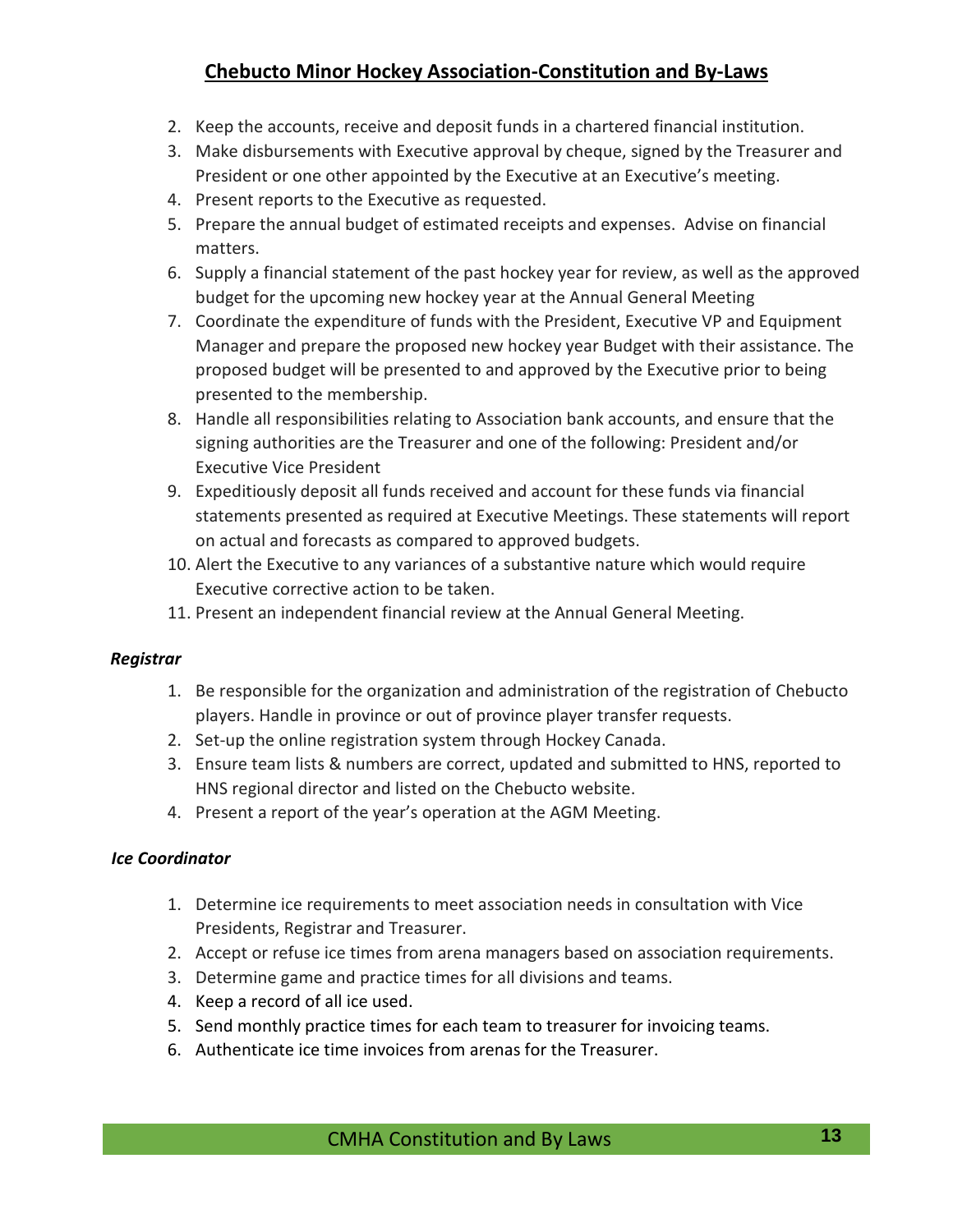2. Keep the accounts, receive and deposit funds in a chartered financial institution.
3. Make disbursements with Executive approval by cheque, signed by the Treasurer and President or one other appointed by the Executive at an Executive's meeting.
4. Present reports to the Executive as requested.
5. Prepare the annual budget of estimated receipts and expenses. Advise on financial matters.
6. Supply a financial statement of the past hockey year for review, as well as the approved budget for the upcoming new hockey year at the Annual General Meeting
7. Coordinate the expenditure of funds with the President, Executive VP and Equipment Manager and prepare the proposed new hockey year Budget with their assistance. The proposed budget will be presented to and approved by the Executive prior to being presented to the membership.
8. Handle all responsibilities relating to Association bank accounts, and ensure that the signing authorities are the Treasurer and one of the following: President and/or Executive Vice President
9. Expeditiously deposit all funds received and account for these funds via financial statements presented as required at Executive Meetings. These statements will report on actual and forecasts as compared to approved budgets.
10. Alert the Executive to any variances of a substantive nature which would require Executive corrective action to be taken.
11. Present an independent financial review at the Annual General Meeting.

***Registrar***

1. Be responsible for the organization and administration of the registration of Chebucto players. Handle in province or out of province player transfer requests.
2. Set-up the online registration system through Hockey Canada.
3. Ensure team lists & numbers are correct, updated and submitted to HNS, reported to HNS regional director and listed on the Chebucto website.
4. Present a report of the year's operation at the AGM Meeting.

***Ice Coordinator***

1. Determine ice requirements to meet association needs in consultation with Vice Presidents, Registrar and Treasurer.
2. Accept or refuse ice times from arena managers based on association requirements.
3. Determine game and practice times for all divisions and teams.
4. Keep a record of all ice used.
5. Send monthly practice times for each team to treasurer for invoicing teams.
6. Authenticate ice time invoices from arenas for the Treasurer.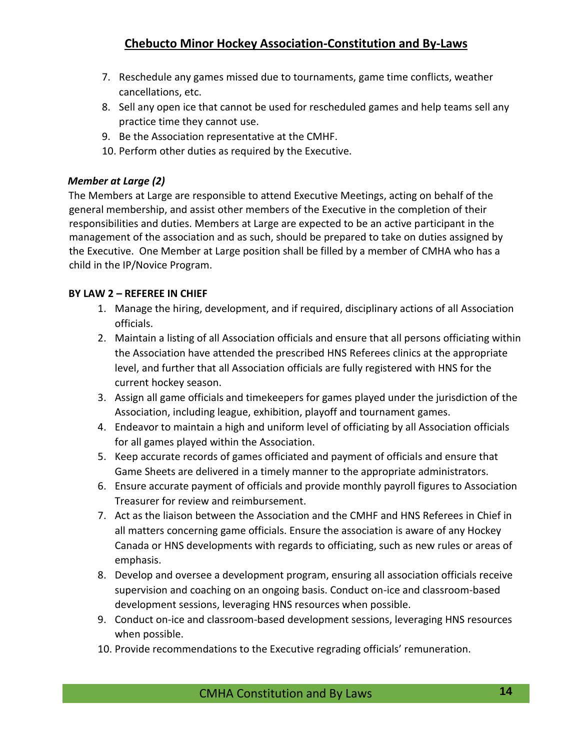7. Reschedule any games missed due to tournaments, game time conflicts, weather cancellations, etc.
8. Sell any open ice that cannot be used for rescheduled games and help teams sell any practice time they cannot use.
9. Be the Association representative at the CMHF.
10. Perform other duties as required by the Executive.

***Member at Large (2)***

The Members at Large are responsible to attend Executive Meetings, acting on behalf of the general membership, and assist other members of the Executive in the completion of their responsibilities and duties. Members at Large are expected to be an active participant in the management of the association and as such, should be prepared to take on duties assigned by the Executive. One Member at Large position shall be filled by a member of CMHA who has a child in the IP/Novice Program.

**BY LAW 2 – REFEREE IN CHIEF**

1. Manage the hiring, development, and if required, disciplinary actions of all Association officials.
2. Maintain a listing of all Association officials and ensure that all persons officiating within the Association have attended the prescribed HNS Referees clinics at the appropriate level, and further that all Association officials are fully registered with HNS for the current hockey season.
3. Assign all game officials and timekeepers for games played under the jurisdiction of the Association, including league, exhibition, playoff and tournament games.
4. Endeavor to maintain a high and uniform level of officiating by all Association officials for all games played within the Association.
5. Keep accurate records of games officiated and payment of officials and ensure that Game Sheets are delivered in a timely manner to the appropriate administrators.
6. Ensure accurate payment of officials and provide monthly payroll figures to Association Treasurer for review and reimbursement.
7. Act as the liaison between the Association and the CMHF and HNS Referees in Chief in all matters concerning game officials. Ensure the association is aware of any Hockey Canada or HNS developments with regards to officiating, such as new rules or areas of emphasis.
8. Develop and oversee a development program, ensuring all association officials receive supervision and coaching on an ongoing basis. Conduct on-ice and classroom-based development sessions, leveraging HNS resources when possible.
9. Conduct on-ice and classroom-based development sessions, leveraging HNS resources when possible.
10. Provide recommendations to the Executive regrading officials' remuneration.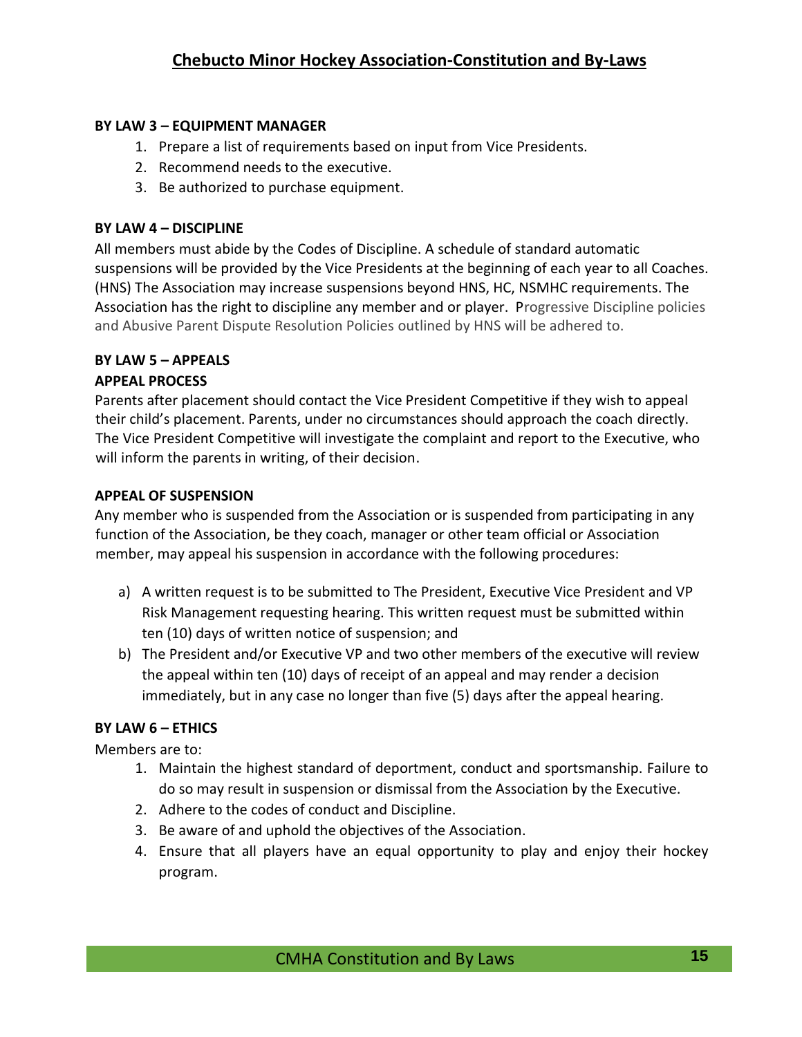**BY LAW 3 – EQUIPMENT MANAGER**

1. Prepare a list of requirements based on input from Vice Presidents.
2. Recommend needs to the executive.
3. Be authorized to purchase equipment.

**BY LAW 4 – DISCIPLINE**

All members must abide by the Codes of Discipline. A schedule of standard automatic suspensions will be provided by the Vice Presidents at the beginning of each year to all Coaches. (HNS) The Association may increase suspensions beyond HNS, HC, NSMHC requirements. The Association has the right to discipline any member and or player. Progressive Discipline policies and Abusive Parent Dispute Resolution Policies outlined by HNS will be adhered to.

**BY LAW 5 – APPEALS**

**APPEAL PROCESS**

Parents after placement should contact the Vice President Competitive if they wish to appeal their child's placement. Parents, under no circumstances should approach the coach directly. The Vice President Competitive will investigate the complaint and report to the Executive, who will inform the parents in writing, of their decision.

**APPEAL OF SUSPENSION**

Any member who is suspended from the Association or is suspended from participating in any function of the Association, be they coach, manager or other team official or Association member, may appeal his suspension in accordance with the following procedures:

a) A written request is to be submitted to The President, Executive Vice President and VP Risk Management requesting hearing. This written request must be submitted within ten (10) days of written notice of suspension; and
b) The President and/or Executive VP and two other members of the executive will review the appeal within ten (10) days of receipt of an appeal and may render a decision immediately, but in any case no longer than five (5) days after the appeal hearing.

**BY LAW 6 – ETHICS**

Members are to:

1. Maintain the highest standard of deportment, conduct and sportsmanship. Failure to do so may result in suspension or dismissal from the Association by the Executive.
2. Adhere to the codes of conduct and Discipline.
3. Be aware of and uphold the objectives of the Association.
4. Ensure that all players have an equal opportunity to play and enjoy their hockey program.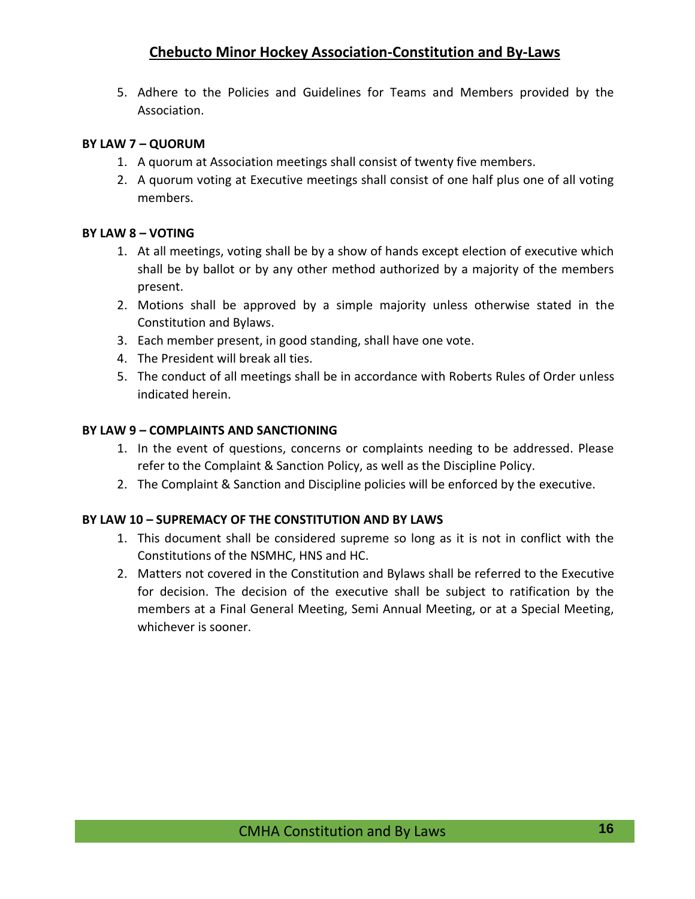5. Adhere to the Policies and Guidelines for Teams and Members provided by the Association.

**BY LAW 7 – QUORUM**

1. A quorum at Association meetings shall consist of twenty five members.
2. A quorum voting at Executive meetings shall consist of one half plus one of all voting members.

**BY LAW 8 – VOTING**

1. At all meetings, voting shall be by a show of hands except election of executive which shall be by ballot or by any other method authorized by a majority of the members present.
2. Motions shall be approved by a simple majority unless otherwise stated in the Constitution and Bylaws.
3. Each member present, in good standing, shall have one vote.
4. The President will break all ties.
5. The conduct of all meetings shall be in accordance with Roberts Rules of Order unless indicated herein.

**BY LAW 9 – COMPLAINTS AND SANCTIONING**

1. In the event of questions, concerns or complaints needing to be addressed. Please refer to the Complaint & Sanction Policy, as well as the Discipline Policy.
2. The Complaint & Sanction and Discipline policies will be enforced by the executive.

**BY LAW 10 – SUPREMACY OF THE CONSTITUTION AND BY LAWS**

1. This document shall be considered supreme so long as it is not in conflict with the Constitutions of the NSMHC, HNS and HC.
2. Matters not covered in the Constitution and Bylaws shall be referred to the Executive for decision. The decision of the executive shall be subject to ratification by the members at a Final General Meeting, Semi Annual Meeting, or at a Special Meeting, whichever is sooner.